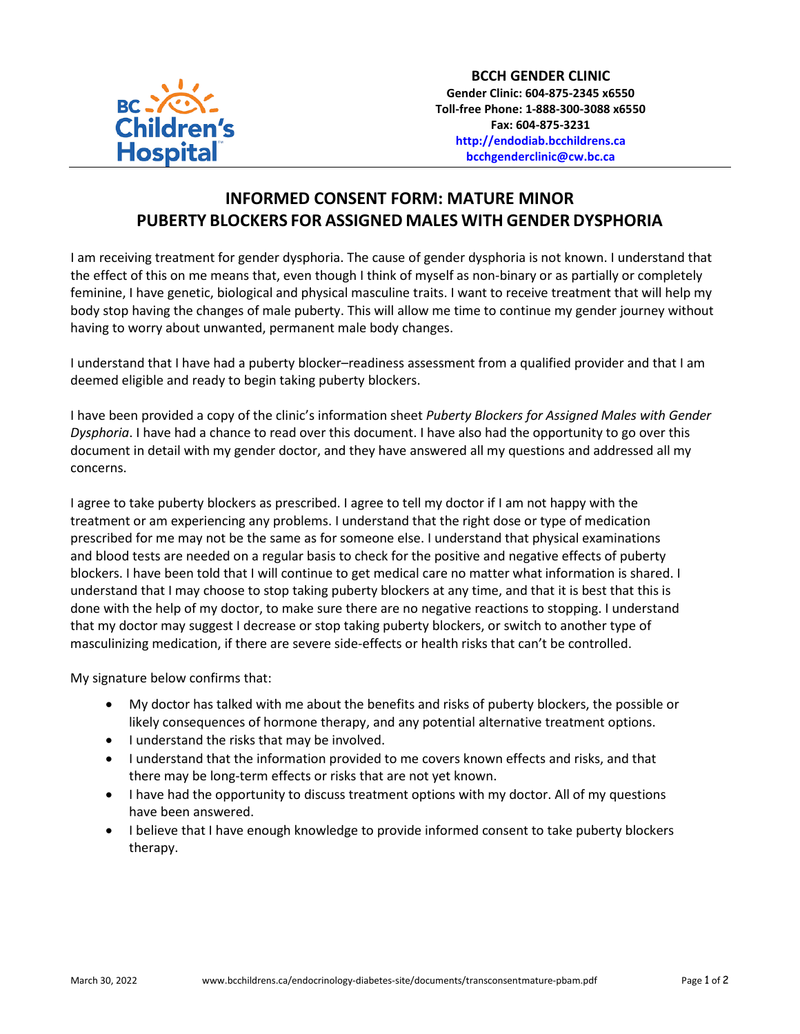**BCCH GENDER CLINIC**
**Gender Clinic: 604-875-2345 x6550**
**Toll-free Phone: 1-888-300-3088 x6550**
**Fax: 604-875-3231**
**http://endodiab.bcchildrens.ca**
**bcchgenderclinic@cw.bc.ca**

# INFORMED CONSENT FORM: MATURE MINOR PUBERTY BLOCKERS FOR ASSIGNED MALES WITH GENDER DYSPHORIA

I am receiving treatment for gender dysphoria. The cause of gender dysphoria is not known. I understand that the effect of this on me means that, even though I think of myself as non-binary or as partially or completely feminine, I have genetic, biological and physical masculine traits. I want to receive treatment that will help my body stop having the changes of male puberty. This will allow me time to continue my gender journey without having to worry about unwanted, permanent male body changes.

I understand that I have had a puberty blocker–readiness assessment from a qualified provider and that I am deemed eligible and ready to begin taking puberty blockers.

I have been provided a copy of the clinic's information sheet *Puberty Blockers for Assigned Males with Gender Dysphoria*. I have had a chance to read over this document. I have also had the opportunity to go over this document in detail with my gender doctor, and they have answered all my questions and addressed all my concerns.

I agree to take puberty blockers as prescribed. I agree to tell my doctor if I am not happy with the treatment or am experiencing any problems. I understand that the right dose or type of medication prescribed for me may not be the same as for someone else. I understand that physical examinations and blood tests are needed on a regular basis to check for the positive and negative effects of puberty blockers. I have been told that I will continue to get medical care no matter what information is shared. I understand that I may choose to stop taking puberty blockers at any time, and that it is best that this is done with the help of my doctor, to make sure there are no negative reactions to stopping. I understand that my doctor may suggest I decrease or stop taking puberty blockers, or switch to another type of masculinizing medication, if there are severe side-effects or health risks that can't be controlled.

My signature below confirms that:

- My doctor has talked with me about the benefits and risks of puberty blockers, the possible or likely consequences of hormone therapy, and any potential alternative treatment options.
- I understand the risks that may be involved.
- I understand that the information provided to me covers known effects and risks, and that there may be long-term effects or risks that are not yet known.
- I have had the opportunity to discuss treatment options with my doctor. All of my questions have been answered.
- I believe that I have enough knowledge to provide informed consent to take puberty blockers therapy.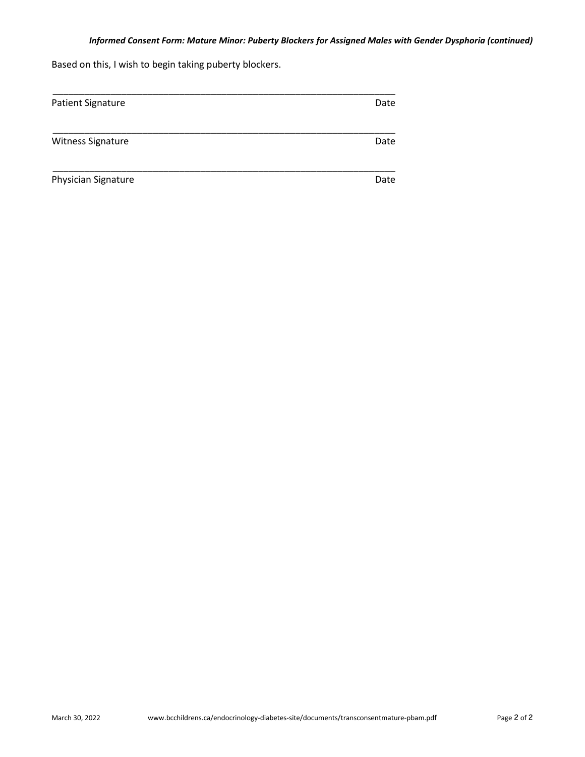Based on this, I wish to begin taking puberty blockers.

\_\_\_\_\_\_\_\_\_\_\_\_\_\_\_\_\_\_\_\_\_\_\_\_\_\_\_\_\_\_\_\_\_\_\_\_\_\_\_\_\_\_\_\_\_\_\_\_\_\_\_\_\_\_\_\_\_\_\_\_

Patient Signature                                                                                                                      Date

\_\_\_\_\_\_\_\_\_\_\_\_\_\_\_\_\_\_\_\_\_\_\_\_\_\_\_\_\_\_\_\_\_\_\_\_\_\_\_\_\_\_\_\_\_\_\_\_\_\_\_\_\_\_\_\_\_\_\_\_

Witness Signature                                                                                                                     Date

\_\_\_\_\_\_\_\_\_\_\_\_\_\_\_\_\_\_\_\_\_\_\_\_\_\_\_\_\_\_\_\_\_\_\_\_\_\_\_\_\_\_\_\_\_\_\_\_\_\_\_\_\_\_\_\_\_\_\_\_

Physician Signature                                                                                                                   Date